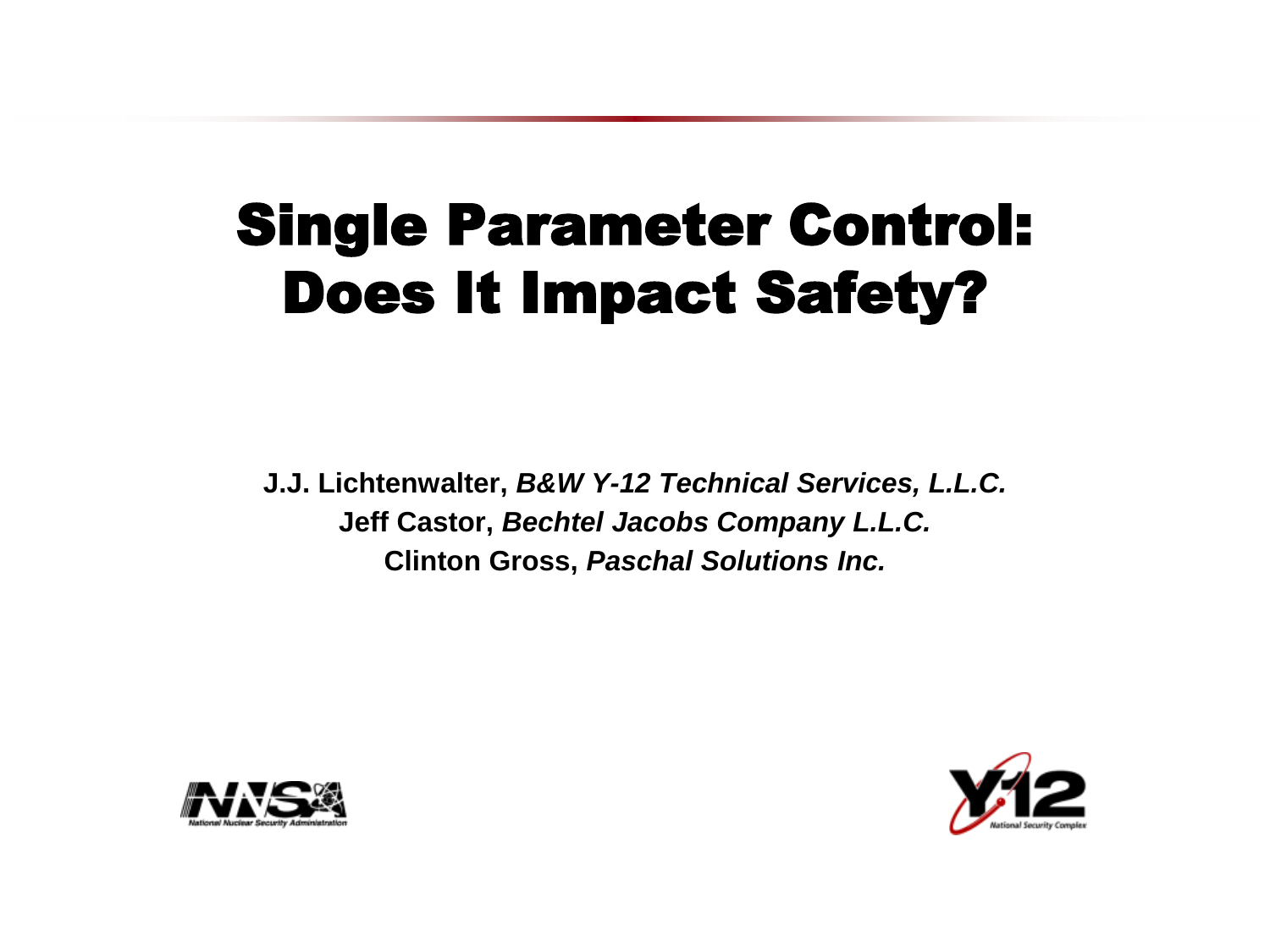# Single Parameter Control: Does It Impact Safety?

**J.J. Lichtenwalter,** ***B&W Y-12 Technical Services, L.L.C.***
**Jeff Castor,** ***Bechtel Jacobs Company L.L.C.***
**Clinton Gross,** ***Paschal Solutions Inc.***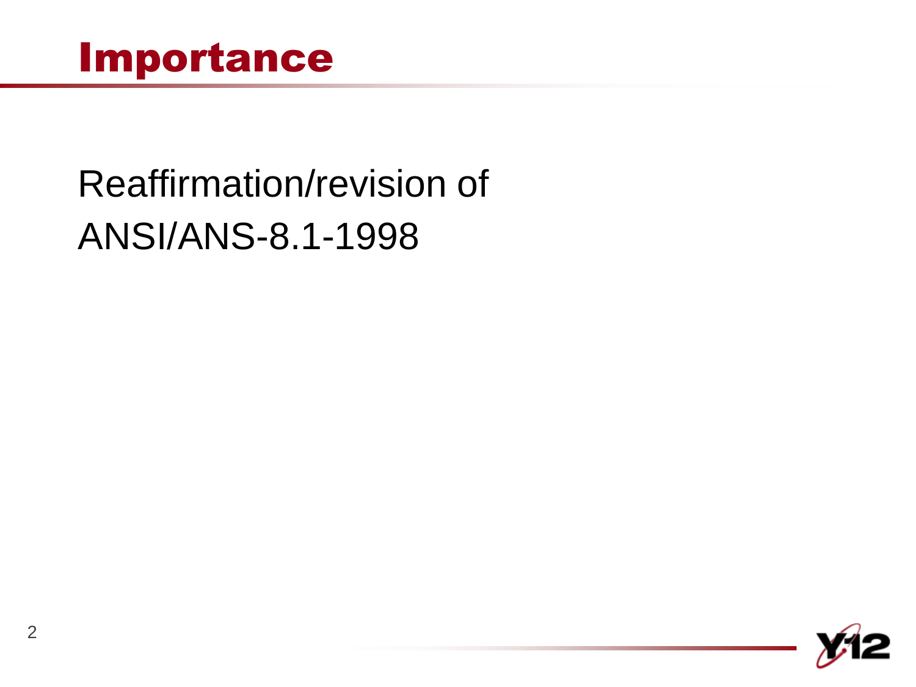# Importance

Reaffirmation/revision of ANSI/ANS-8.1-1998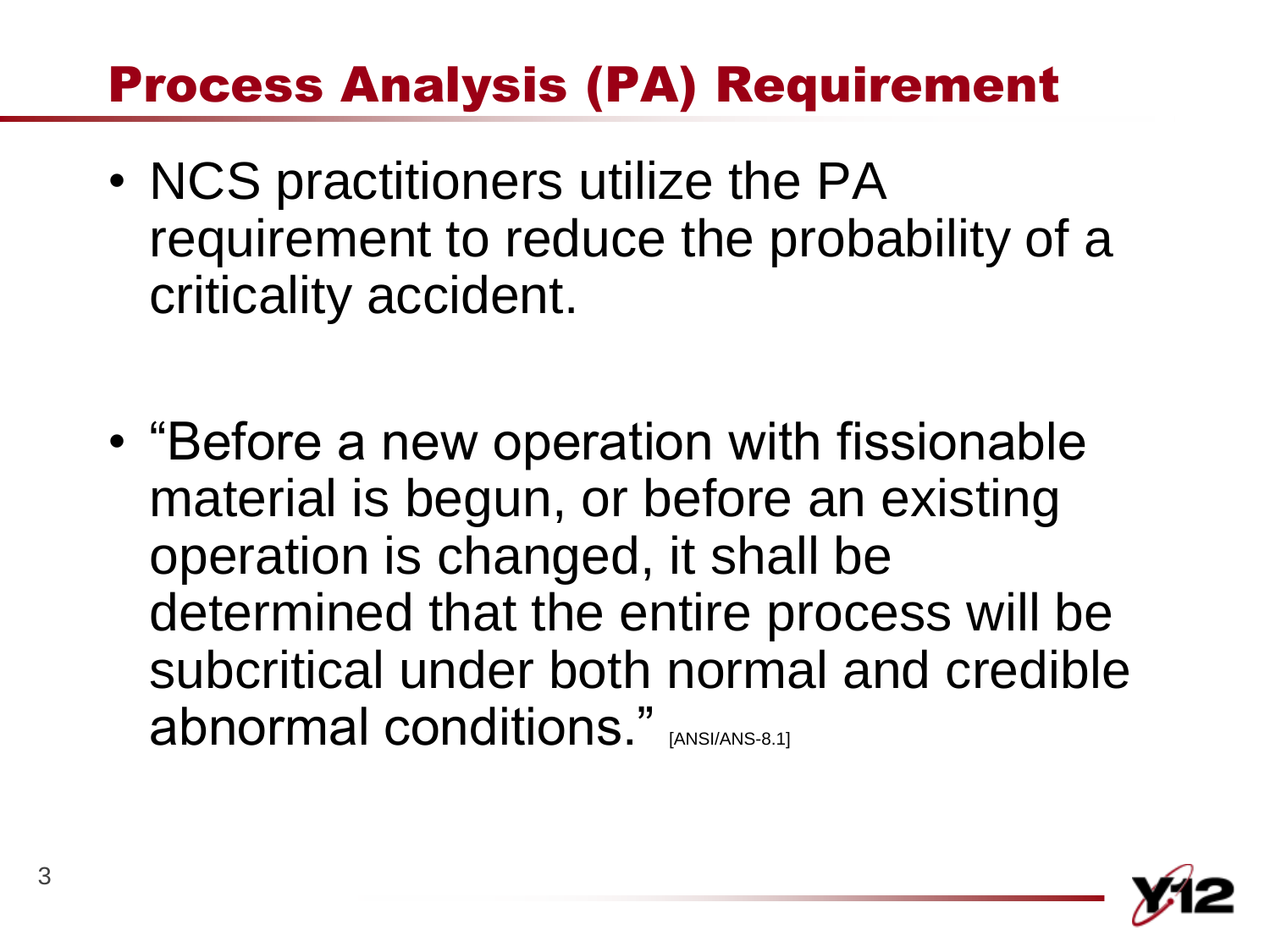# Process Analysis (PA) Requirement

- NCS practitioners utilize the PA requirement to reduce the probability of a criticality accident.

- "Before a new operation with fissionable material is begun, or before an existing operation is changed, it shall be determined that the entire process will be subcritical under both normal and credible abnormal conditions." [ANSI/ANS-8.1]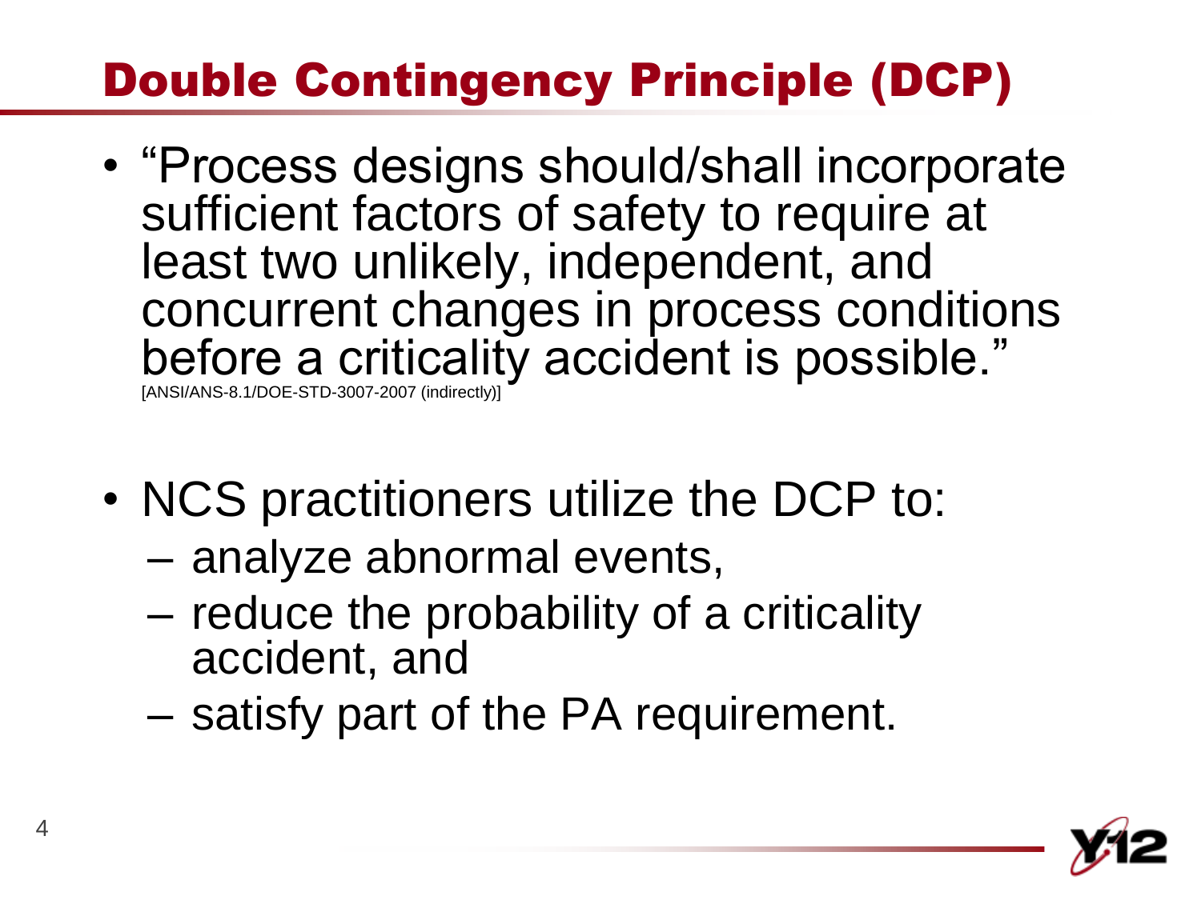# Double Contingency Principle (DCP)

- "Process designs should/shall incorporate sufficient factors of safety to require at least two unlikely, independent, and concurrent changes in process conditions before a criticality accident is possible." [ANSI/ANS-8.1/DOE-STD-3007-2007 (indirectly)]

- NCS practitioners utilize the DCP to:
  - analyze abnormal events,
  - reduce the probability of a criticality accident, and
  - satisfy part of the PA requirement.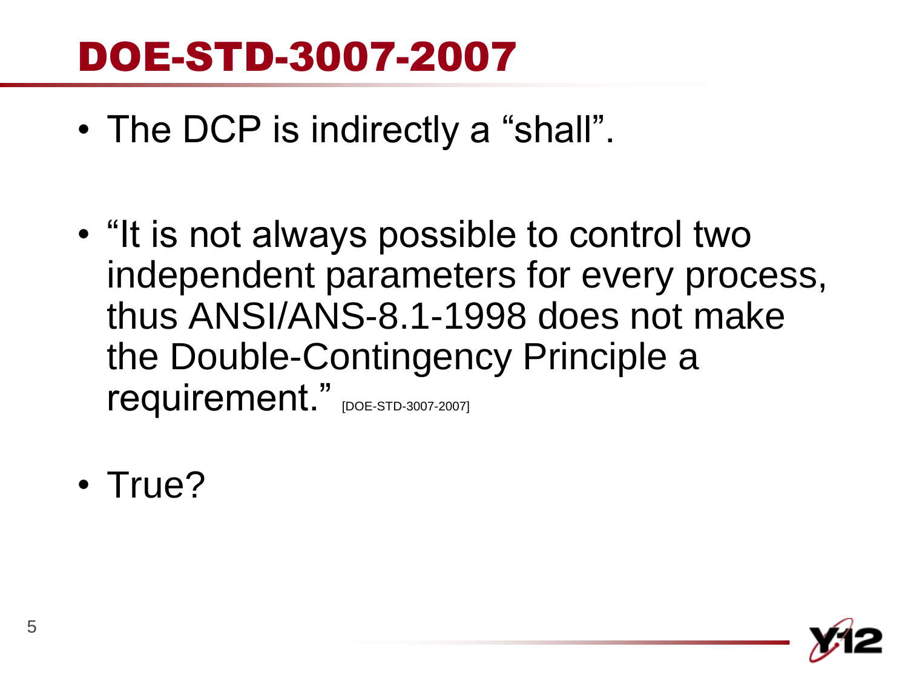# DOE-STD-3007-2007

- The DCP is indirectly a “shall”.

- “It is not always possible to control two independent parameters for every process, thus ANSI/ANS-8.1-1998 does not make the Double-Contingency Principle a requirement.” [DOE-STD-3007-2007]

- True?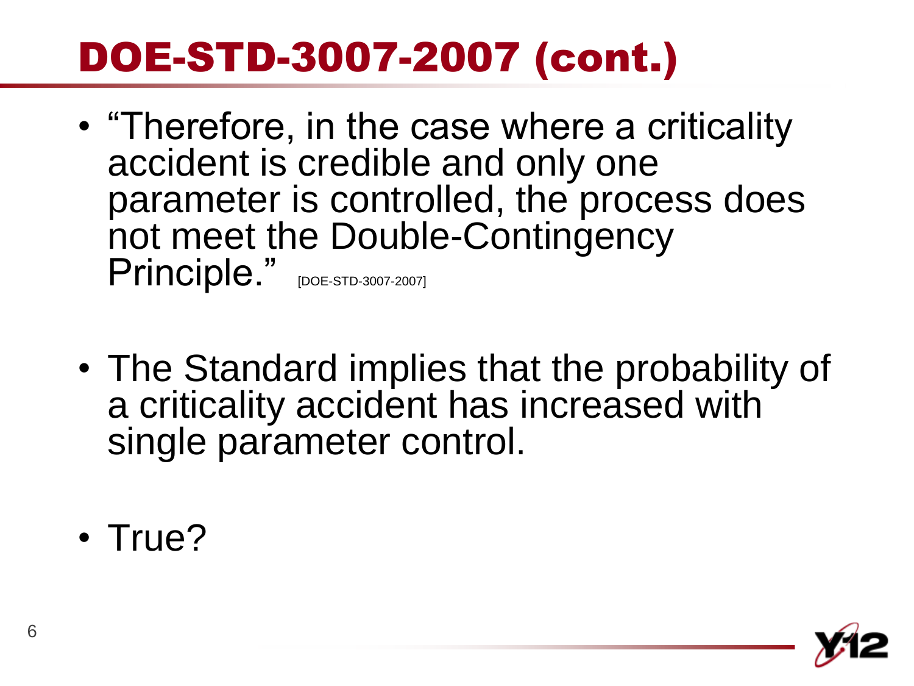# DOE-STD-3007-2007 (cont.)

- "Therefore, in the case where a criticality accident is credible and only one parameter is controlled, the process does not meet the Double-Contingency Principle." [DOE-STD-3007-2007]

- The Standard implies that the probability of a criticality accident has increased with single parameter control.

- True?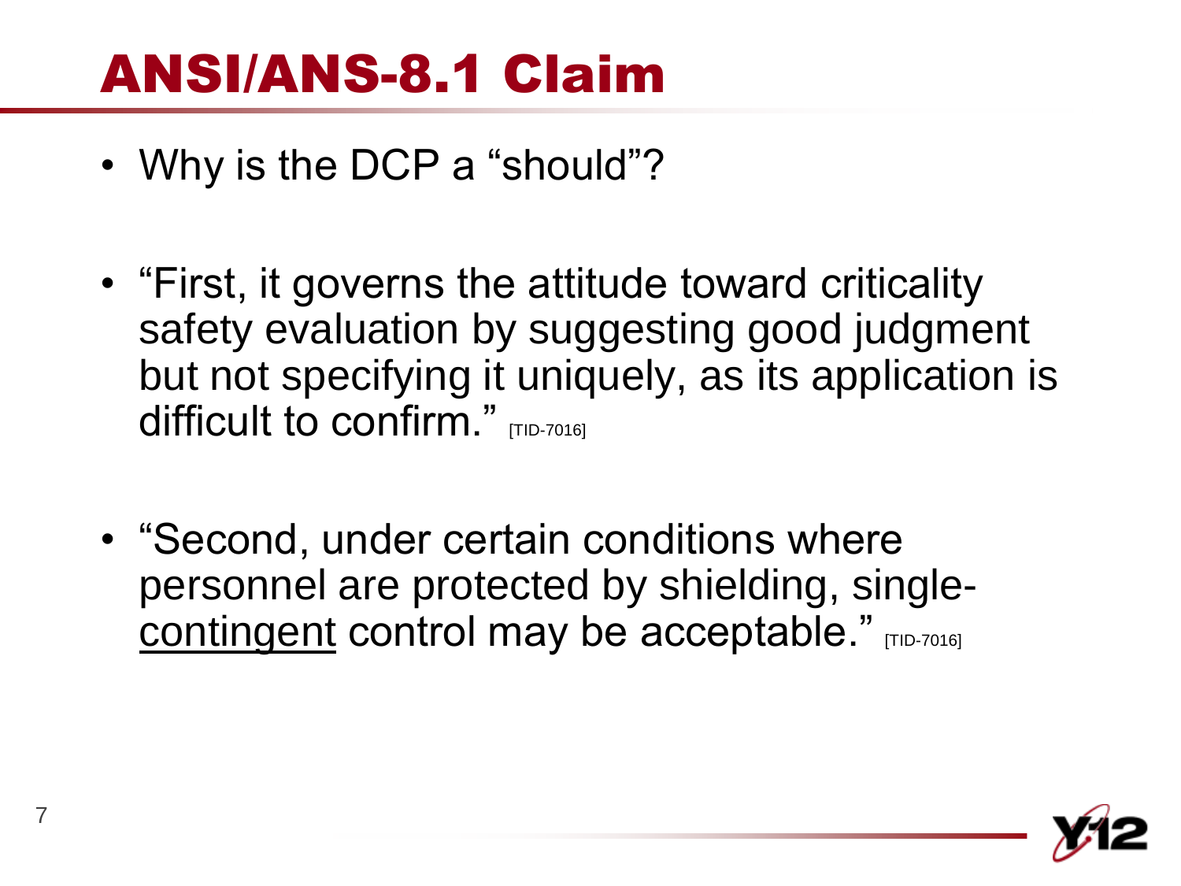# ANSI/ANS-8.1 Claim

- Why is the DCP a "should"?

- "First, it governs the attitude toward criticality safety evaluation by suggesting good judgment but not specifying it uniquely, as its application is difficult to confirm." [TID-7016]

- "Second, under certain conditions where personnel are protected by shielding, single-<u>contingent</u> control may be acceptable." [TID-7016]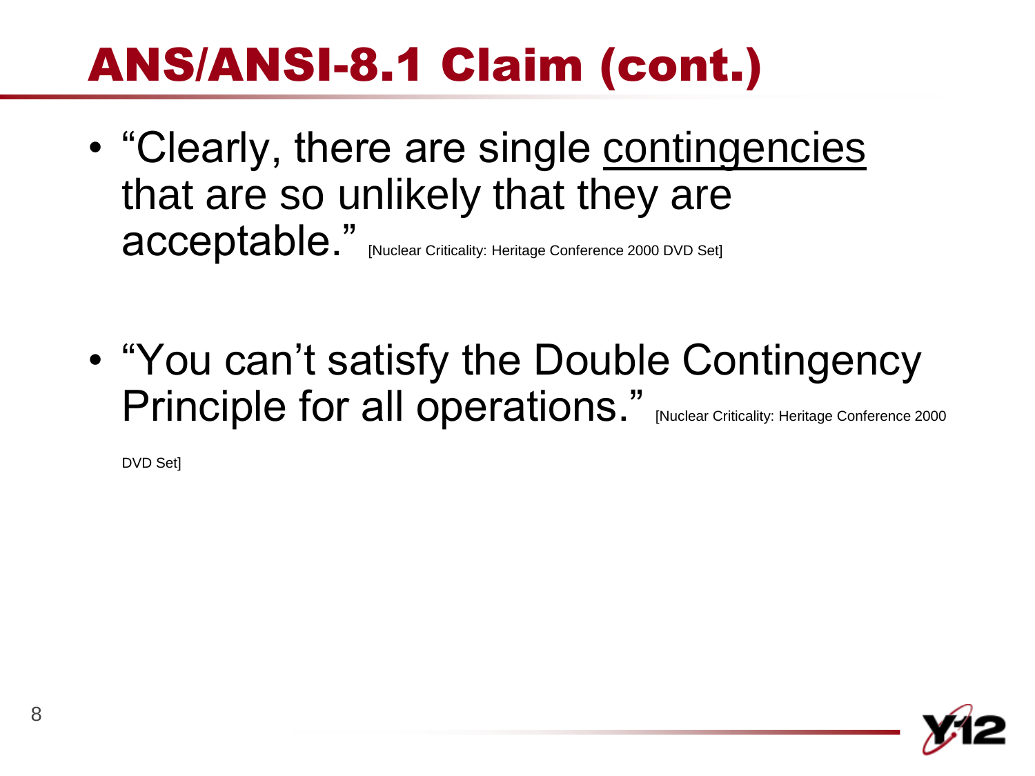# ANS/ANSI-8.1 Claim (cont.)

- "Clearly, there are single <u>contingencies</u> that are so unlikely that they are acceptable." [Nuclear Criticality: Heritage Conference 2000 DVD Set]

- "You can't satisfy the Double Contingency Principle for all operations." [Nuclear Criticality: Heritage Conference 2000 DVD Set]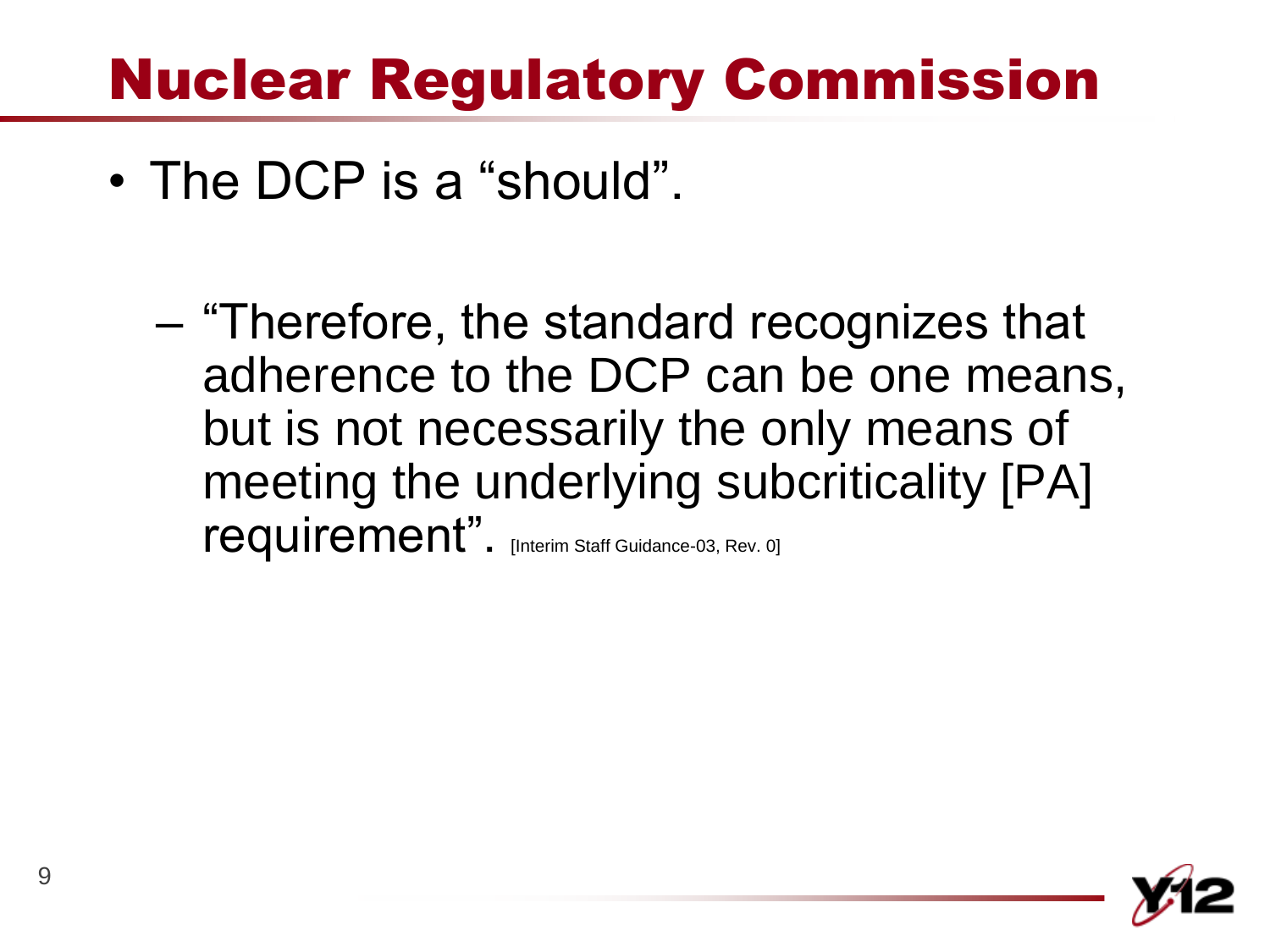# Nuclear Regulatory Commission

- The DCP is a "should".
  - "Therefore, the standard recognizes that adherence to the DCP can be one means, but is not necessarily the only means of meeting the underlying subcriticality [PA] requirement". [Interim Staff Guidance-03, Rev. 0]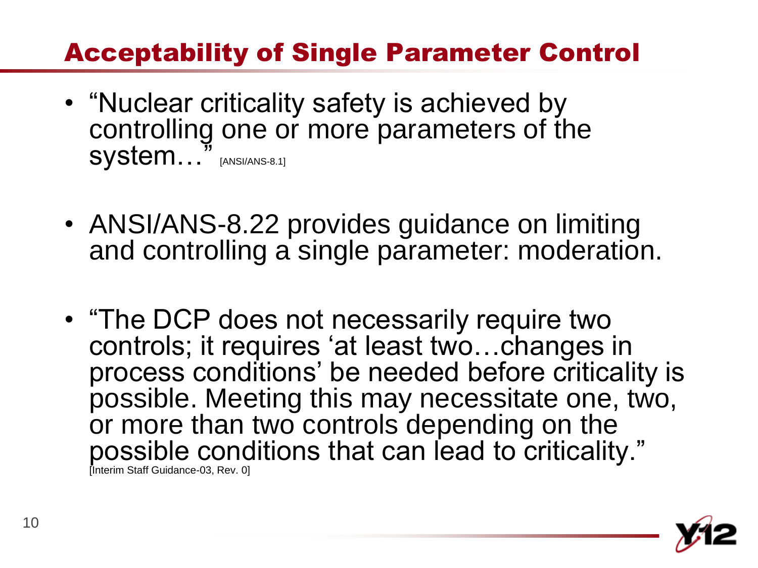# Acceptability of Single Parameter Control

- “Nuclear criticality safety is achieved by controlling one or more parameters of the system…” [ANSI/ANS-8.1]

- ANSI/ANS-8.22 provides guidance on limiting and controlling a single parameter: moderation.

- “The DCP does not necessarily require two controls; it requires ‘at least two…changes in process conditions’ be needed before criticality is possible. Meeting this may necessitate one, two, or more than two controls depending on the possible conditions that can lead to criticality.” [Interim Staff Guidance-03, Rev. 0]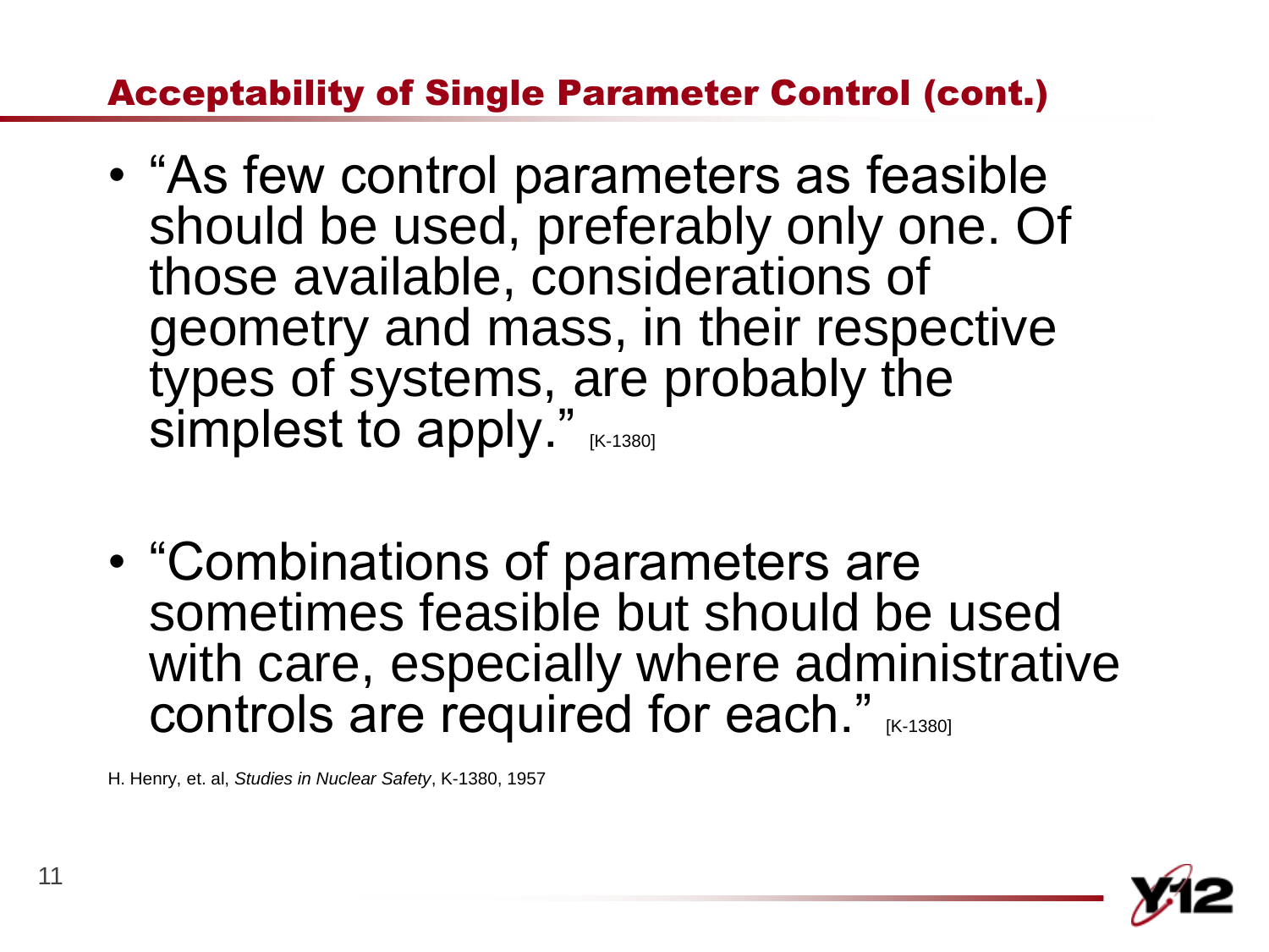## Acceptability of Single Parameter Control (cont.)

- "As few control parameters as feasible should be used, preferably only one. Of those available, considerations of geometry and mass, in their respective types of systems, are probably the simplest to apply." [K-1380]

- "Combinations of parameters are sometimes feasible but should be used with care, especially where administrative controls are required for each." [K-1380]

H. Henry, et. al, *Studies in Nuclear Safety*, K-1380, 1957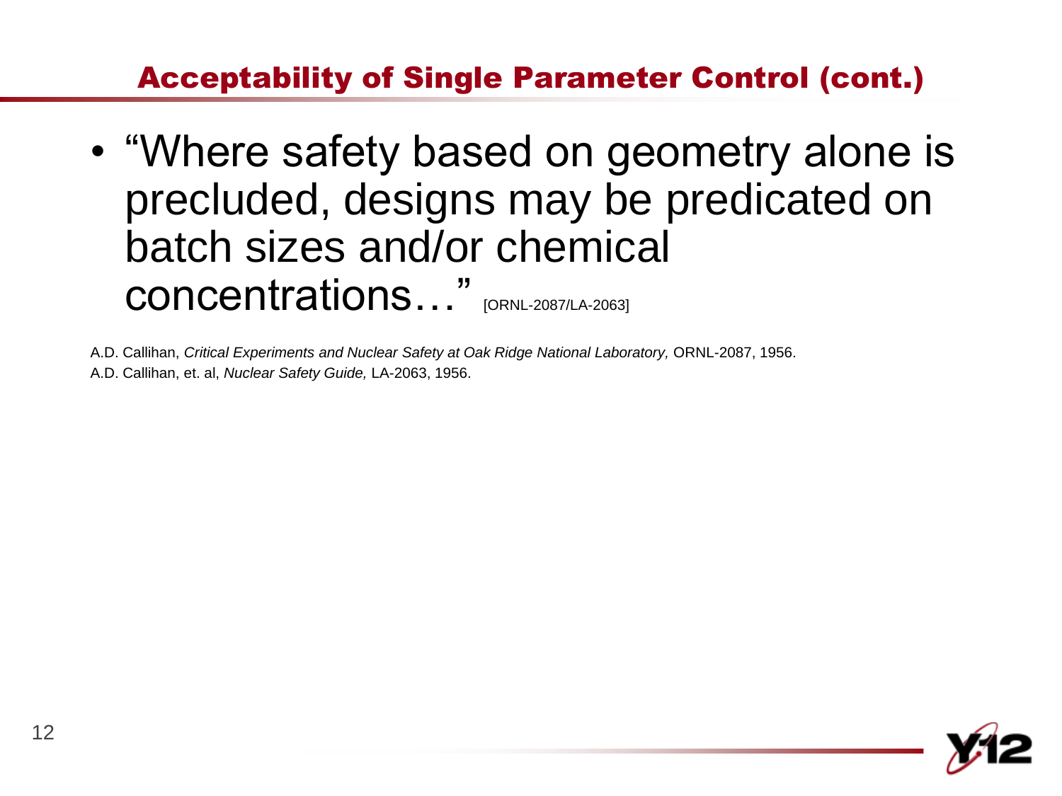## Acceptability of Single Parameter Control (cont.)

- "Where safety based on geometry alone is precluded, designs may be predicated on batch sizes and/or chemical concentrations…" [ORNL-2087/LA-2063]

A.D. Callihan, *Critical Experiments and Nuclear Safety at Oak Ridge National Laboratory,* ORNL-2087, 1956.
A.D. Callihan, et. al, *Nuclear Safety Guide,* LA-2063, 1956.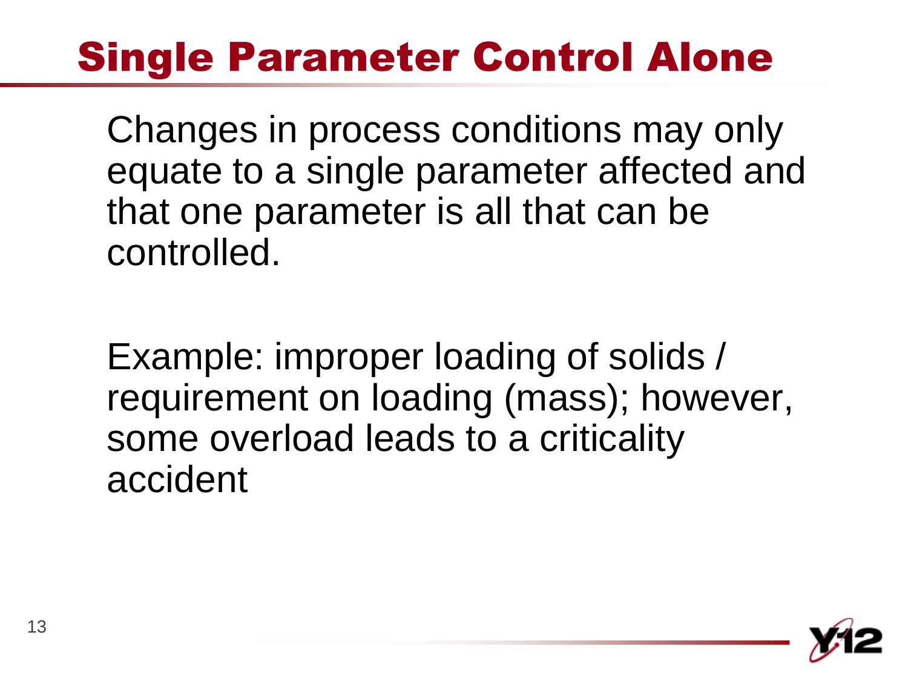# Single Parameter Control Alone

Changes in process conditions may only equate to a single parameter affected and that one parameter is all that can be controlled.

Example: improper loading of solids / requirement on loading (mass); however, some overload leads to a criticality accident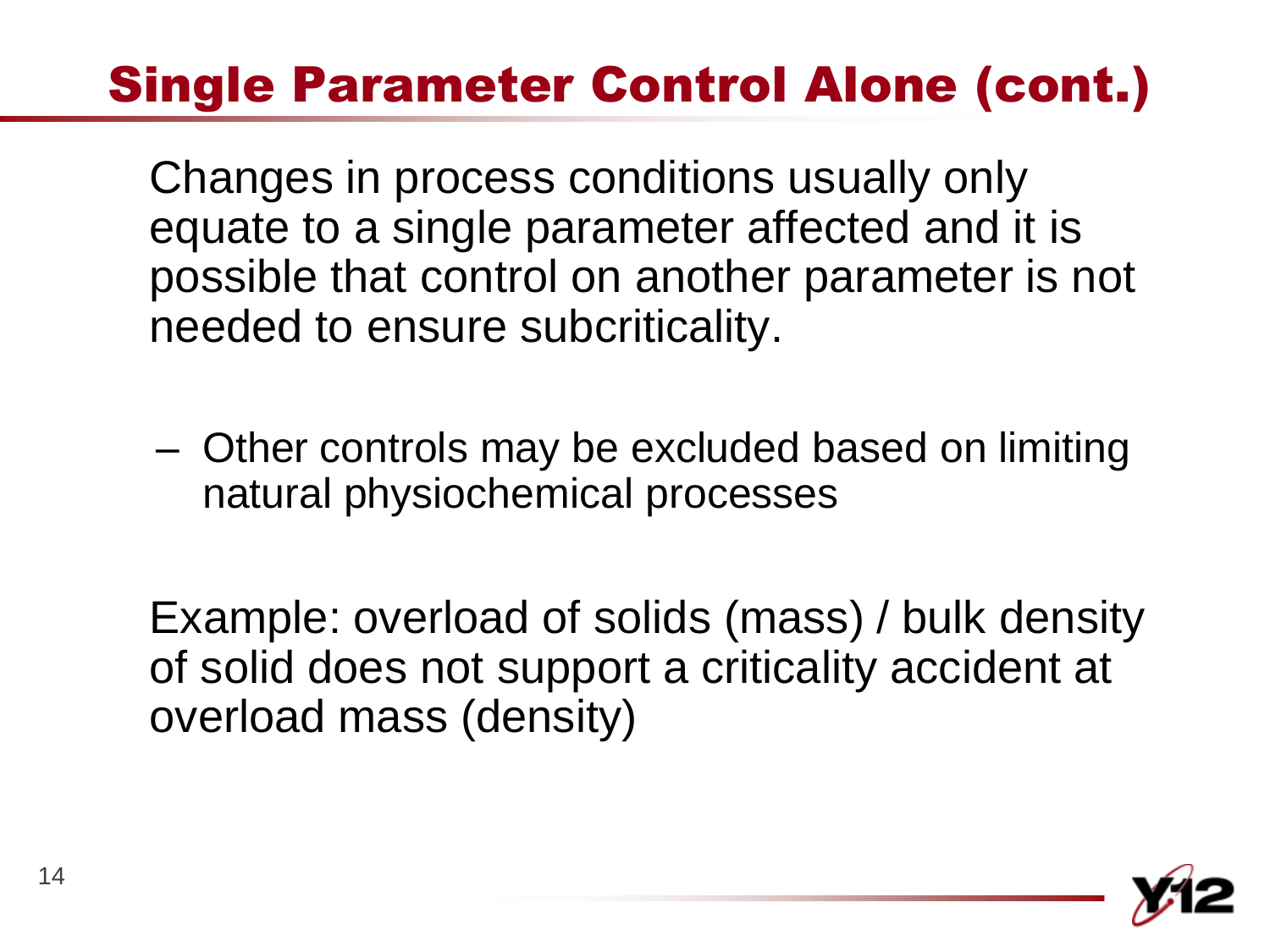# Single Parameter Control Alone (cont.)

Changes in process conditions usually only equate to a single parameter affected and it is possible that control on another parameter is not needed to ensure subcriticality.

- Other controls may be excluded based on limiting natural physiochemical processes

Example: overload of solids (mass) / bulk density of solid does not support a criticality accident at overload mass (density)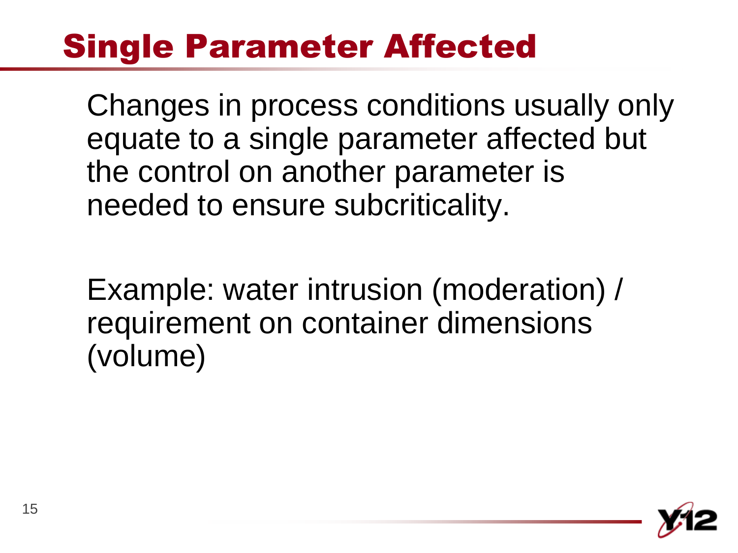# Single Parameter Affected

Changes in process conditions usually only equate to a single parameter affected but the control on another parameter is needed to ensure subcriticality.

Example: water intrusion (moderation) / requirement on container dimensions (volume)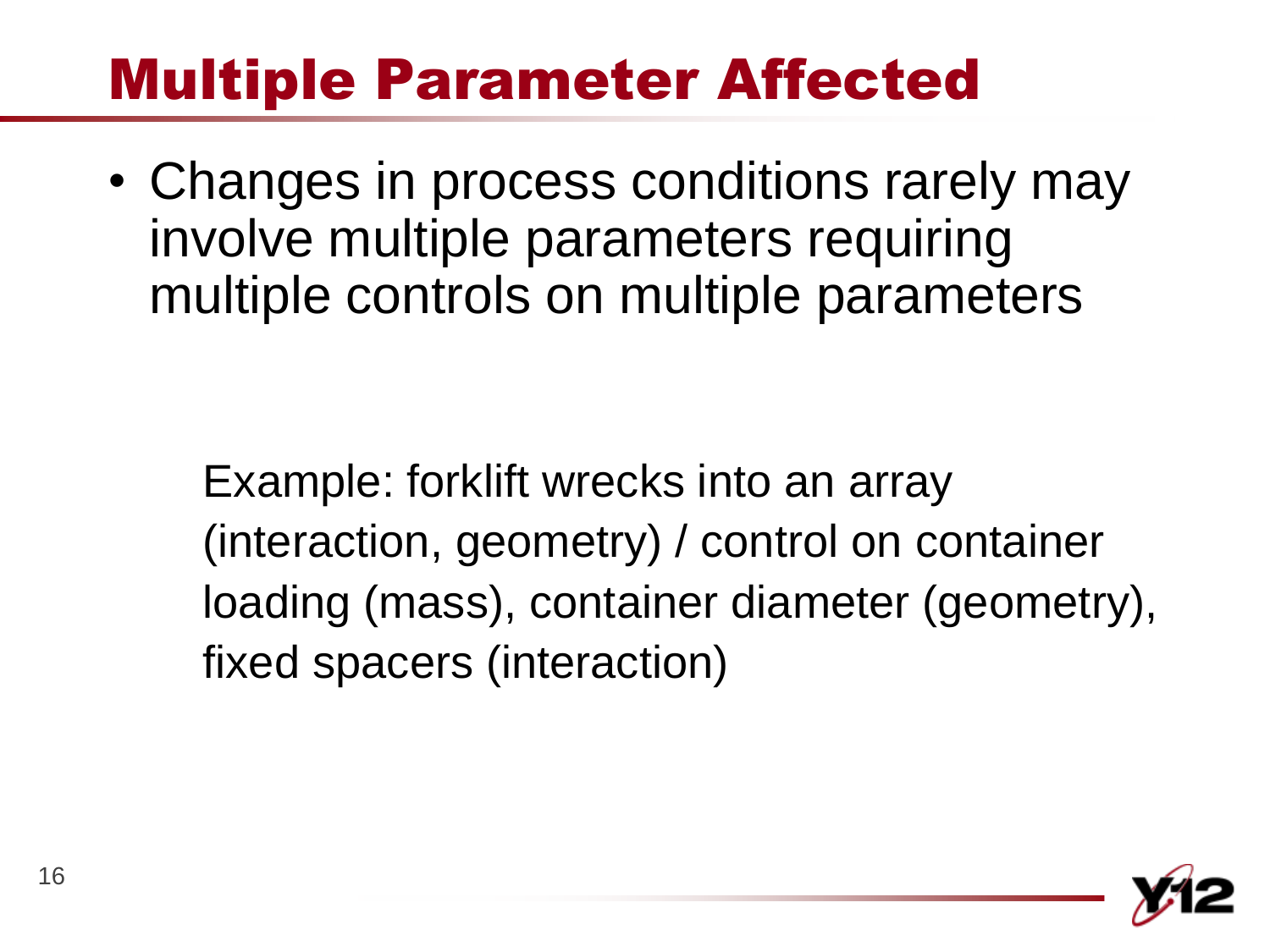# Multiple Parameter Affected

- Changes in process conditions rarely may involve multiple parameters requiring multiple controls on multiple parameters

Example: forklift wrecks into an array (interaction, geometry) / control on container loading (mass), container diameter (geometry), fixed spacers (interaction)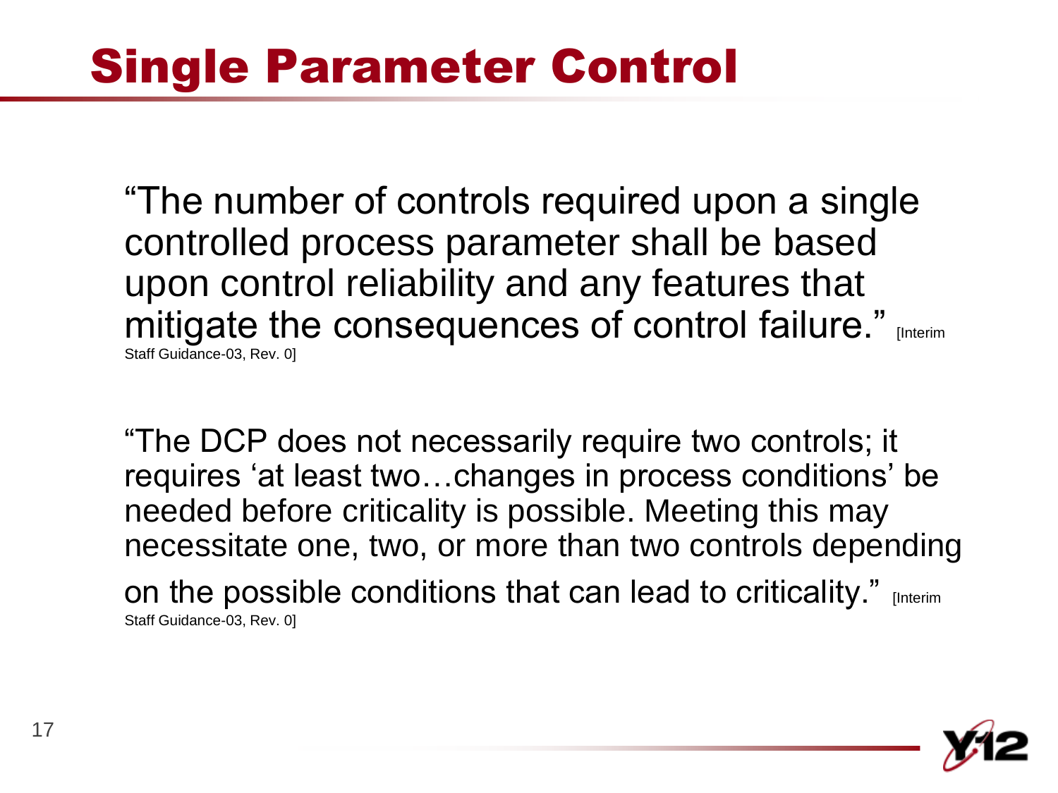# Single Parameter Control

"The number of controls required upon a single controlled process parameter shall be based upon control reliability and any features that mitigate the consequences of control failure." [Interim Staff Guidance-03, Rev. 0]

"The DCP does not necessarily require two controls; it requires 'at least two…changes in process conditions' be needed before criticality is possible. Meeting this may necessitate one, two, or more than two controls depending on the possible conditions that can lead to criticality." [Interim Staff Guidance-03, Rev. 0]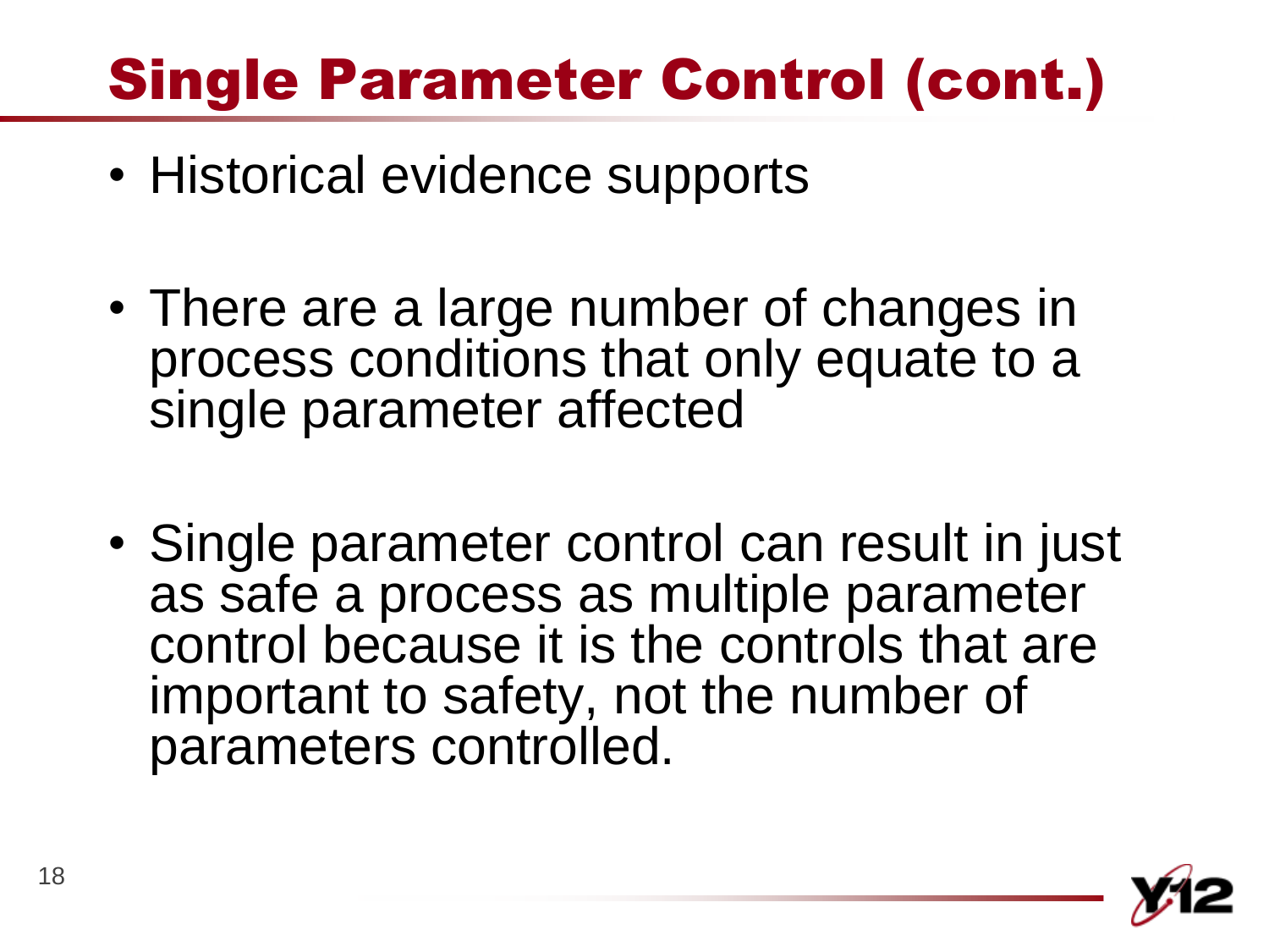# Single Parameter Control (cont.)

- Historical evidence supports
- There are a large number of changes in process conditions that only equate to a single parameter affected
- Single parameter control can result in just as safe a process as multiple parameter control because it is the controls that are important to safety, not the number of parameters controlled.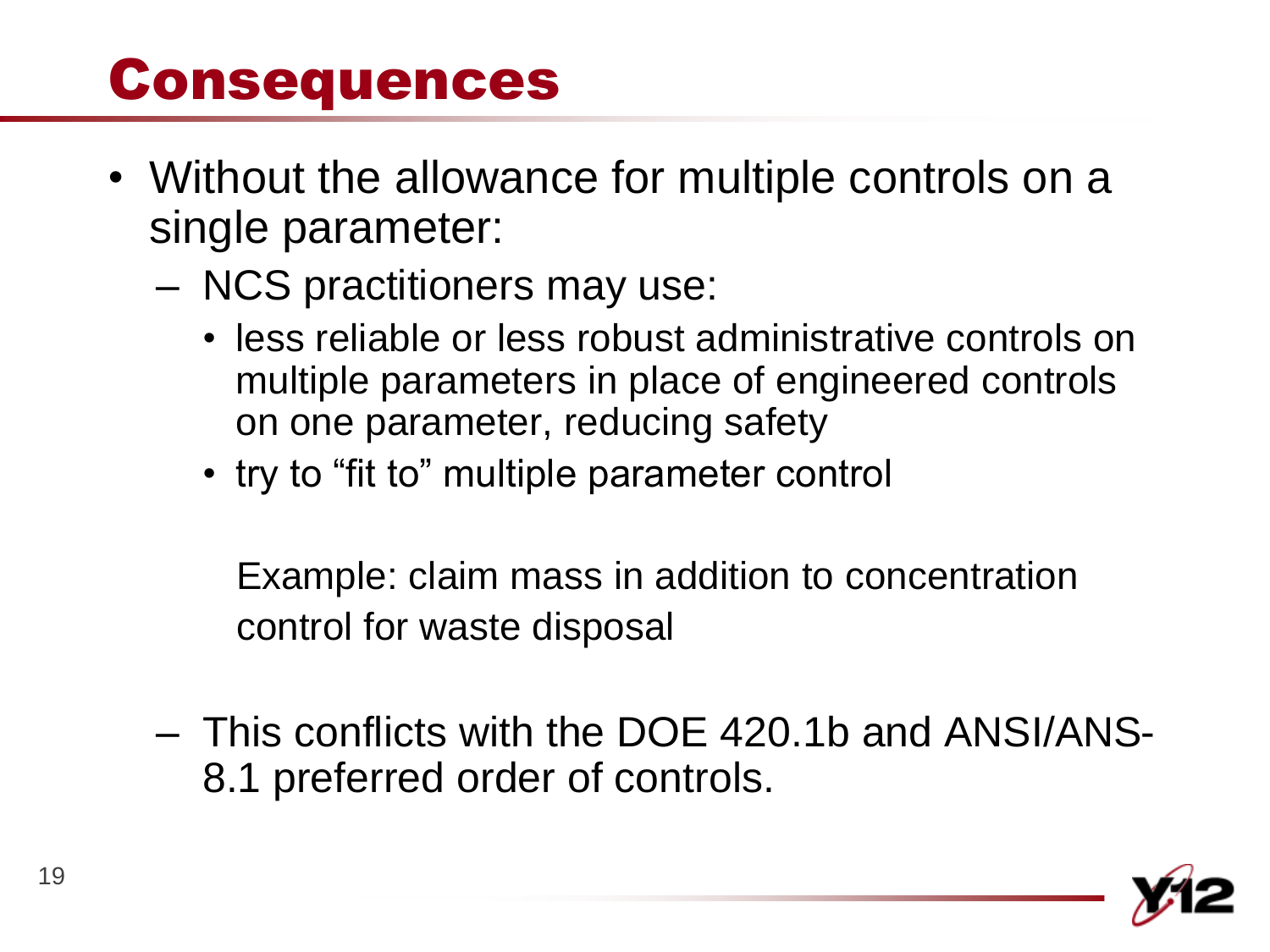# Consequences

- Without the allowance for multiple controls on a single parameter:
  - NCS practitioners may use:
    - less reliable or less robust administrative controls on multiple parameters in place of engineered controls on one parameter, reducing safety
    - try to “fit to” multiple parameter control

      Example: claim mass in addition to concentration control for waste disposal

  - This conflicts with the DOE 420.1b and ANSI/ANS-8.1 preferred order of controls.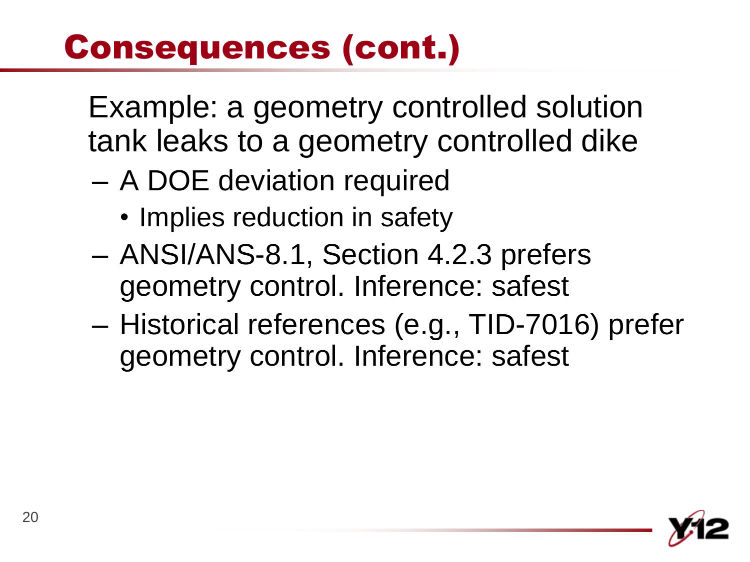# Consequences (cont.)

Example: a geometry controlled solution tank leaks to a geometry controlled dike

- A DOE deviation required
  - Implies reduction in safety
- ANSI/ANS-8.1, Section 4.2.3 prefers geometry control. Inference: safest
- Historical references (e.g., TID-7016) prefer geometry control. Inference: safest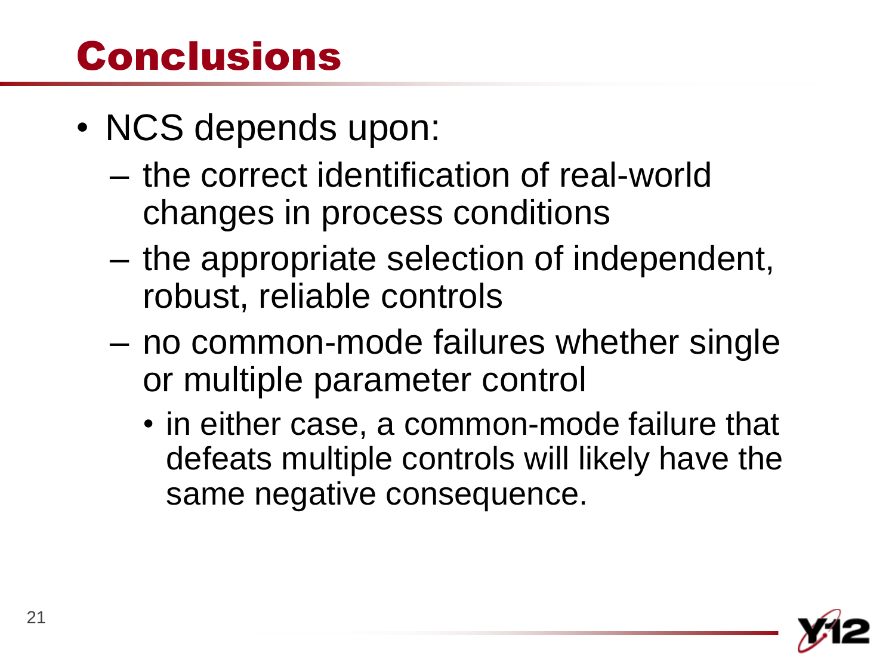# Conclusions

- NCS depends upon:
  - the correct identification of real-world changes in process conditions
  - the appropriate selection of independent, robust, reliable controls
  - no common-mode failures whether single or multiple parameter control
    - in either case, a common-mode failure that defeats multiple controls will likely have the same negative consequence.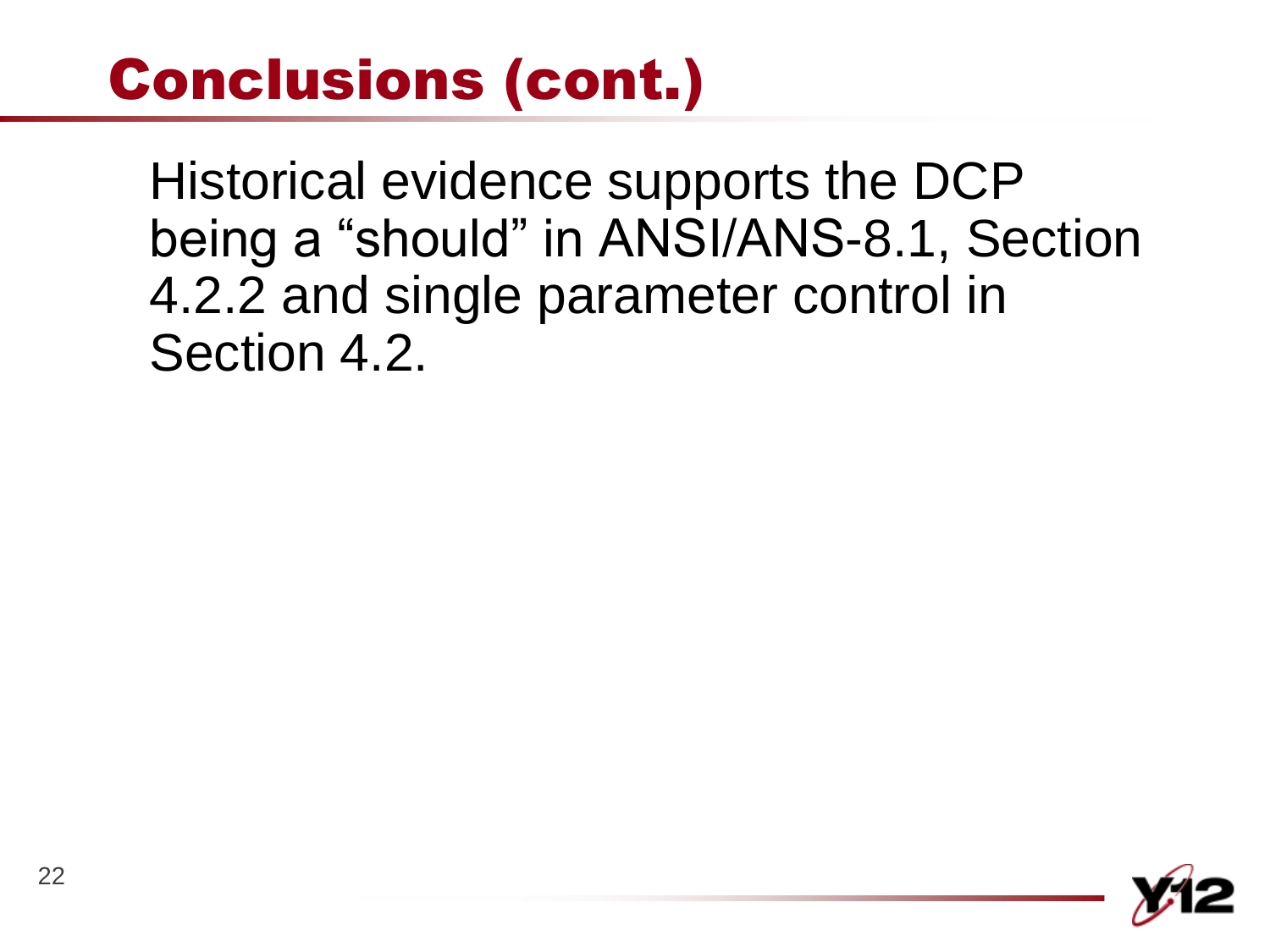# Conclusions (cont.)

Historical evidence supports the DCP being a “should” in ANSI/ANS-8.1, Section 4.2.2 and single parameter control in Section 4.2.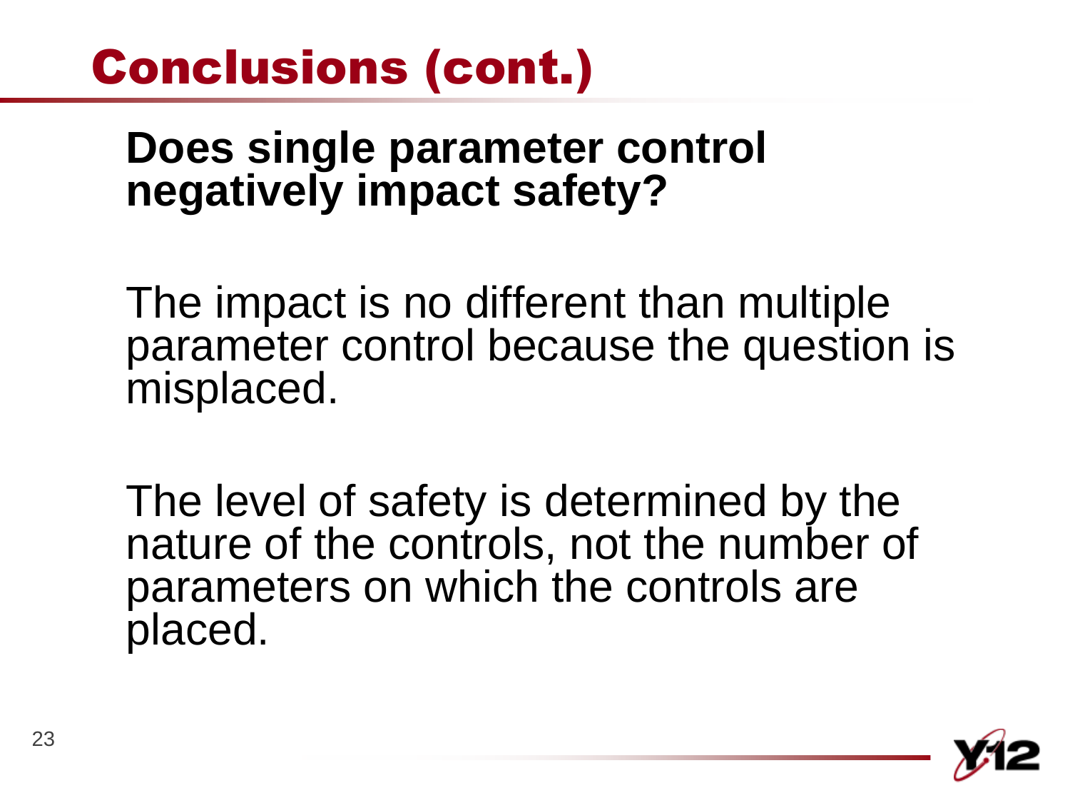# Conclusions (cont.)

**Does single parameter control negatively impact safety?**

The impact is no different than multiple parameter control because the question is misplaced.

The level of safety is determined by the nature of the controls, not the number of parameters on which the controls are placed.